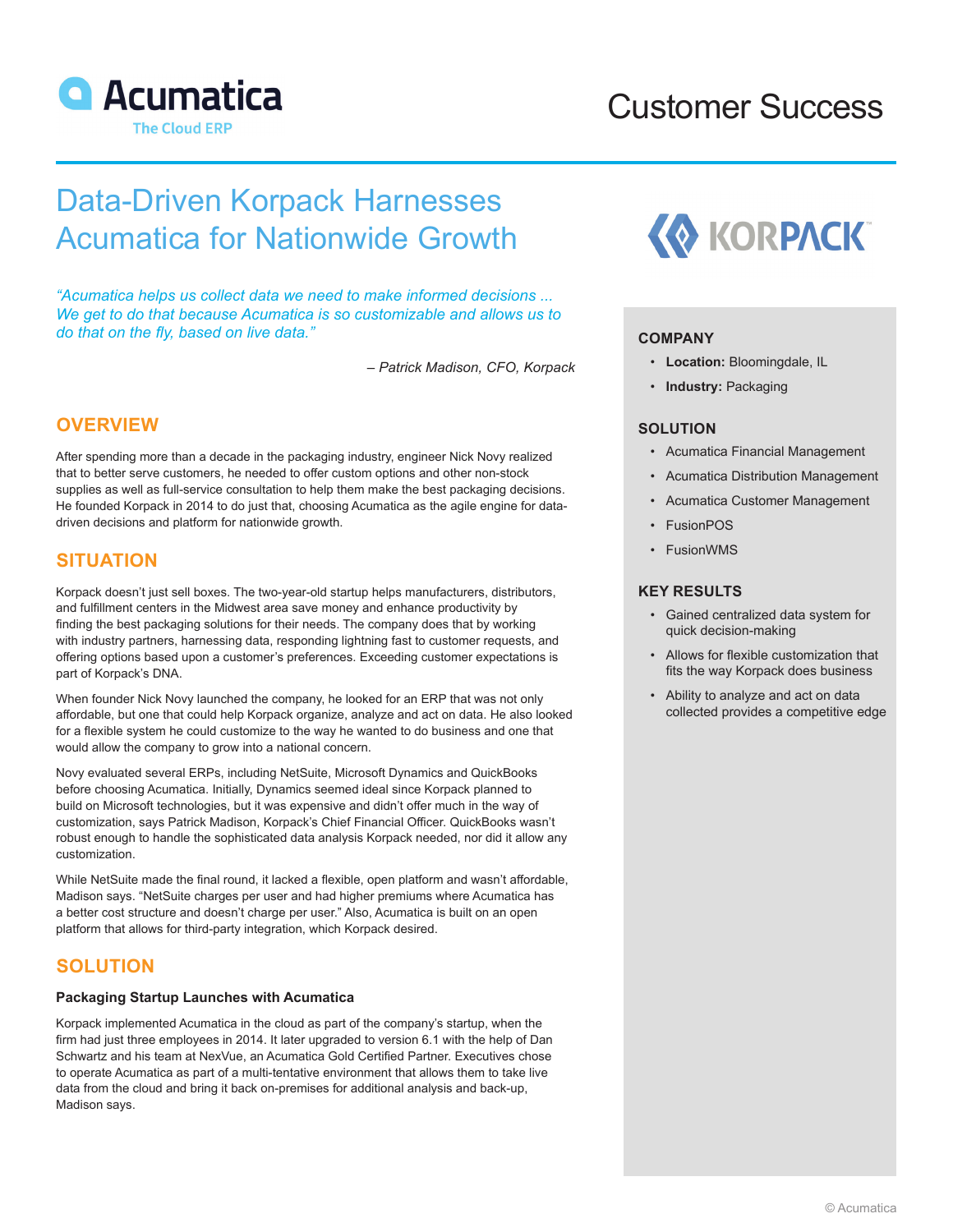Acumatica
The Cloud ERP

Customer Success

# Data-Driven Korpack Harnesses Acumatica for Nationwide Growth

*"Acumatica helps us collect data we need to make informed decisions ... We get to do that because Acumatica is so customizable and allows us to do that on the fly, based on live data."*

*– Patrick Madison, CFO, Korpack*

## OVERVIEW

After spending more than a decade in the packaging industry, engineer Nick Novy realized that to better serve customers, he needed to offer custom options and other non-stock supplies as well as full-service consultation to help them make the best packaging decisions. He founded Korpack in 2014 to do just that, choosing Acumatica as the agile engine for data-driven decisions and platform for nationwide growth.

## SITUATION

Korpack doesn't just sell boxes. The two-year-old startup helps manufacturers, distributors, and fulfillment centers in the Midwest area save money and enhance productivity by finding the best packaging solutions for their needs. The company does that by working with industry partners, harnessing data, responding lightning fast to customer requests, and offering options based upon a customer's preferences. Exceeding customer expectations is part of Korpack's DNA.

When founder Nick Novy launched the company, he looked for an ERP that was not only affordable, but one that could help Korpack organize, analyze and act on data. He also looked for a flexible system he could customize to the way he wanted to do business and one that would allow the company to grow into a national concern.

Novy evaluated several ERPs, including NetSuite, Microsoft Dynamics and QuickBooks before choosing Acumatica. Initially, Dynamics seemed ideal since Korpack planned to build on Microsoft technologies, but it was expensive and didn't offer much in the way of customization, says Patrick Madison, Korpack's Chief Financial Officer. QuickBooks wasn't robust enough to handle the sophisticated data analysis Korpack needed, nor did it allow any customization.

While NetSuite made the final round, it lacked a flexible, open platform and wasn't affordable, Madison says. "NetSuite charges per user and had higher premiums where Acumatica has a better cost structure and doesn't charge per user." Also, Acumatica is built on an open platform that allows for third-party integration, which Korpack desired.

## SOLUTION

### Packaging Startup Launches with Acumatica

Korpack implemented Acumatica in the cloud as part of the company's startup, when the firm had just three employees in 2014. It later upgraded to version 6.1 with the help of Dan Schwartz and his team at NexVue, an Acumatica Gold Certified Partner. Executives chose to operate Acumatica as part of a multi-tentative environment that allows them to take live data from the cloud and bring it back on-premises for additional analysis and back-up, Madison says.

KORPACK

### COMPANY

- **Location:** Bloomingdale, IL
- **Industry:** Packaging

### SOLUTION

- Acumatica Financial Management
- Acumatica Distribution Management
- Acumatica Customer Management
- FusionPOS
- FusionWMS

### KEY RESULTS

- Gained centralized data system for quick decision-making
- Allows for flexible customization that fits the way Korpack does business
- Ability to analyze and act on data collected provides a competitive edge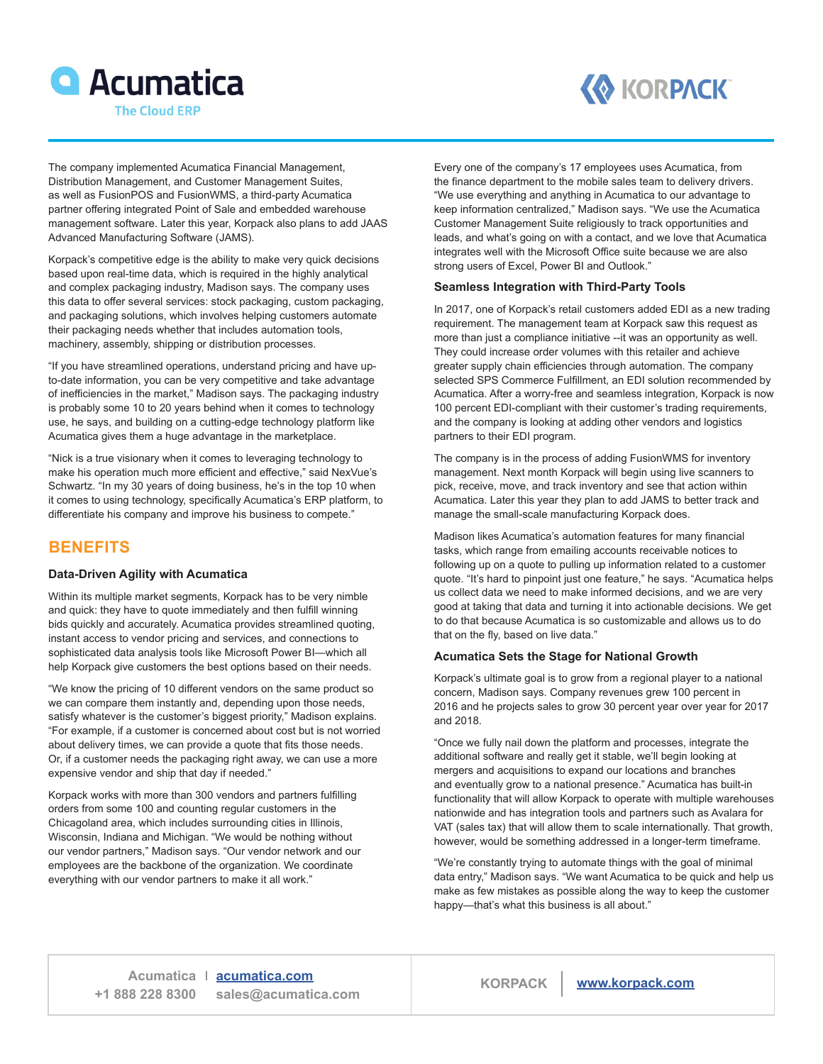The company implemented Acumatica Financial Management, Distribution Management, and Customer Management Suites, as well as FusionPOS and FusionWMS, a third-party Acumatica partner offering integrated Point of Sale and embedded warehouse management software. Later this year, Korpack also plans to add JAAS Advanced Manufacturing Software (JAMS).

Korpack's competitive edge is the ability to make very quick decisions based upon real-time data, which is required in the highly analytical and complex packaging industry, Madison says. The company uses this data to offer several services: stock packaging, custom packaging, and packaging solutions, which involves helping customers automate their packaging needs whether that includes automation tools, machinery, assembly, shipping or distribution processes.

"If you have streamlined operations, understand pricing and have up-to-date information, you can be very competitive and take advantage of inefficiencies in the market," Madison says. The packaging industry is probably some 10 to 20 years behind when it comes to technology use, he says, and building on a cutting-edge technology platform like Acumatica gives them a huge advantage in the marketplace.

"Nick is a true visionary when it comes to leveraging technology to make his operation much more efficient and effective," said NexVue's Schwartz. "In my 30 years of doing business, he's in the top 10 when it comes to using technology, specifically Acumatica's ERP platform, to differentiate his company and improve his business to compete."

## BENEFITS

### Data-Driven Agility with Acumatica

Within its multiple market segments, Korpack has to be very nimble and quick: they have to quote immediately and then fulfill winning bids quickly and accurately. Acumatica provides streamlined quoting, instant access to vendor pricing and services, and connections to sophisticated data analysis tools like Microsoft Power BI—which all help Korpack give customers the best options based on their needs.

"We know the pricing of 10 different vendors on the same product so we can compare them instantly and, depending upon those needs, satisfy whatever is the customer's biggest priority," Madison explains. "For example, if a customer is concerned about cost but is not worried about delivery times, we can provide a quote that fits those needs. Or, if a customer needs the packaging right away, we can use a more expensive vendor and ship that day if needed."

Korpack works with more than 300 vendors and partners fulfilling orders from some 100 and counting regular customers in the Chicagoland area, which includes surrounding cities in Illinois, Wisconsin, Indiana and Michigan. "We would be nothing without our vendor partners," Madison says. "Our vendor network and our employees are the backbone of the organization. We coordinate everything with our vendor partners to make it all work."

Every one of the company's 17 employees uses Acumatica, from the finance department to the mobile sales team to delivery drivers. "We use everything and anything in Acumatica to our advantage to keep information centralized," Madison says. "We use the Acumatica Customer Management Suite religiously to track opportunities and leads, and what's going on with a contact, and we love that Acumatica integrates well with the Microsoft Office suite because we are also strong users of Excel, Power BI and Outlook."

### Seamless Integration with Third-Party Tools

In 2017, one of Korpack's retail customers added EDI as a new trading requirement. The management team at Korpack saw this request as more than just a compliance initiative --it was an opportunity as well. They could increase order volumes with this retailer and achieve greater supply chain efficiencies through automation. The company selected SPS Commerce Fulfillment, an EDI solution recommended by Acumatica. After a worry-free and seamless integration, Korpack is now 100 percent EDI-compliant with their customer's trading requirements, and the company is looking at adding other vendors and logistics partners to their EDI program.

The company is in the process of adding FusionWMS for inventory management. Next month Korpack will begin using live scanners to pick, receive, move, and track inventory and see that action within Acumatica. Later this year they plan to add JAMS to better track and manage the small-scale manufacturing Korpack does.

Madison likes Acumatica's automation features for many financial tasks, which range from emailing accounts receivable notices to following up on a quote to pulling up information related to a customer quote. "It's hard to pinpoint just one feature," he says. "Acumatica helps us collect data we need to make informed decisions, and we are very good at taking that data and turning it into actionable decisions. We get to do that because Acumatica is so customizable and allows us to do that on the fly, based on live data."

### Acumatica Sets the Stage for National Growth

Korpack's ultimate goal is to grow from a regional player to a national concern, Madison says. Company revenues grew 100 percent in 2016 and he projects sales to grow 30 percent year over year for 2017 and 2018.

"Once we fully nail down the platform and processes, integrate the additional software and really get it stable, we'll begin looking at mergers and acquisitions to expand our locations and branches and eventually grow to a national presence." Acumatica has built-in functionality that will allow Korpack to operate with multiple warehouses nationwide and has integration tools and partners such as Avalara for VAT (sales tax) that will allow them to scale internationally. That growth, however, would be something addressed in a longer-term timeframe.

"We're constantly trying to automate things with the goal of minimal data entry," Madison says. "We want Acumatica to be quick and help us make as few mistakes as possible along the way to keep the customer happy—that's what this business is all about."

Acumatica | acumatica.com
+1 888 228 8300 sales@acumatica.com

KORPACK | www.korpack.com